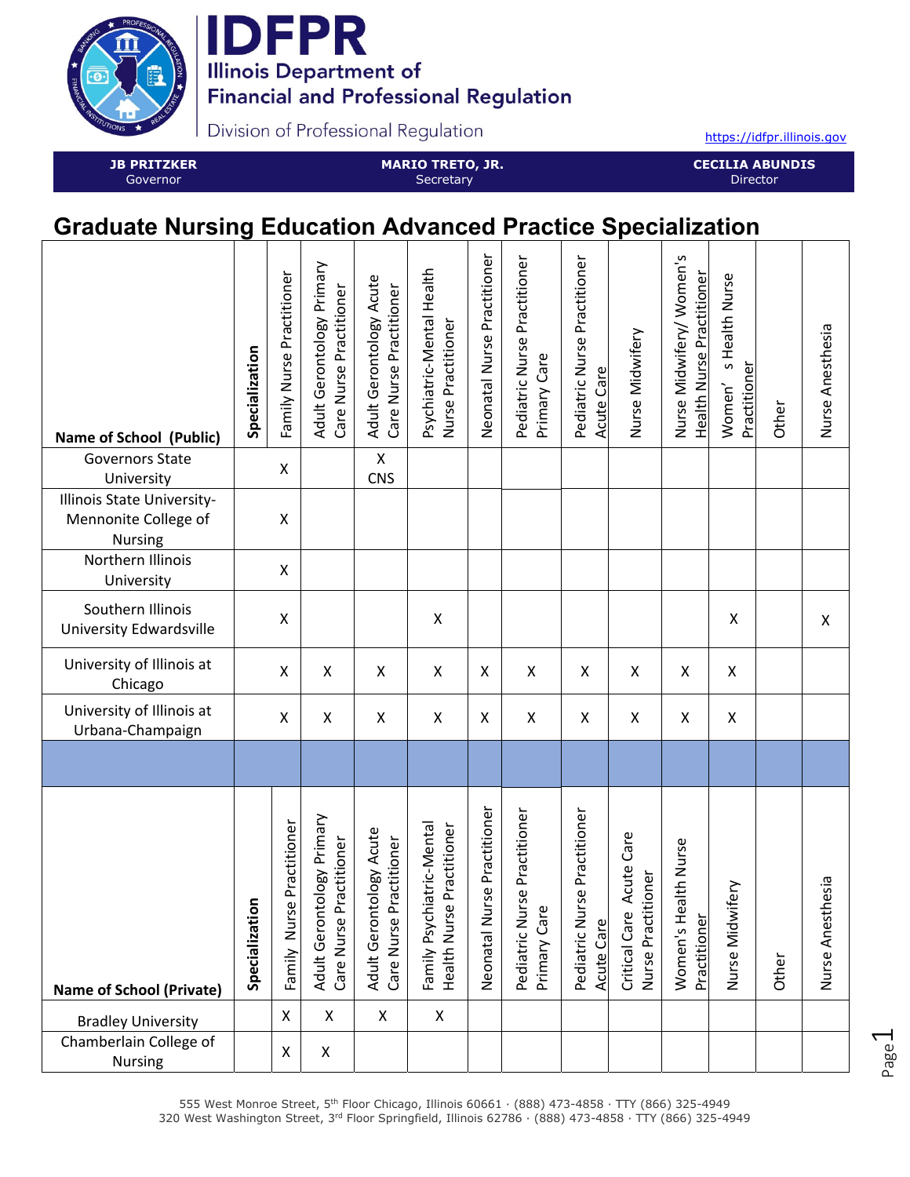# IDFPR

Illinois Department of Financial and Professional Regulation

Division of Professional Regulation

https://idfpr.illinois.gov

| JB PRITZKER | MARIO TRETO, JR. | CECILIA ABUNDIS |
|---|---|---|
| Governor | Secretary | Director |

## Graduate Nursing Education Advanced Practice Specialization

| Name of School (Public) | Specialization | Family Nurse Practitioner | Adult Gerontology Primary Care Nurse Practitioner | Adult Gerontology Acute Care Nurse Practitioner | Psychiatric-Mental Health Nurse Practitioner | Neonatal Nurse Practitioner | Pediatric Nurse Practitioner Primary Care | Pediatric Nurse Practitioner Acute Care | Nurse Midwifery | Nurse Midwifery/ Women's Health Nurse Practitioner | Women' s Health Nurse Practitioner | Other | Nurse Anesthesia |
|---|---|---|---|---|---|---|---|---|---|---|---|---|---|
| Governors State University | | X | | X CNS | | | | | | | | | |
| Illinois State University-Mennonite College of Nursing | | X | | | | | | | | | | | |
| Northern Illinois University | | X | | | | | | | | | | | |
| Southern Illinois University Edwardsville | | X | | | X | | | | | | X | | X |
| University of Illinois at Chicago | | X | X | X | X | X | X | X | X | X | X | | |
| University of Illinois at Urbana-Champaign | | X | X | X | X | X | X | X | X | X | X | | |

| Name of School (Private) | Specialization | Family Nurse Practitioner | Adult Gerontology Primary Care Nurse Practitioner | Adult Gerontology Acute Care Nurse Practitioner | Family Psychiatric-Mental Health Nurse Practitioner | Neonatal Nurse Practitioner | Pediatric Nurse Practitioner Primary Care | Pediatric Nurse Practitioner Acute Care | Critical Care Acute Care Nurse Practitioner | Women's Health Nurse Practitioner | Nurse Midwifery | Other | Nurse Anesthesia |
|---|---|---|---|---|---|---|---|---|---|---|---|---|---|
| Bradley University | | X | X | X | X | | | | | | | | |
| Chamberlain College of Nursing | | X | X | | | | | | | | | | |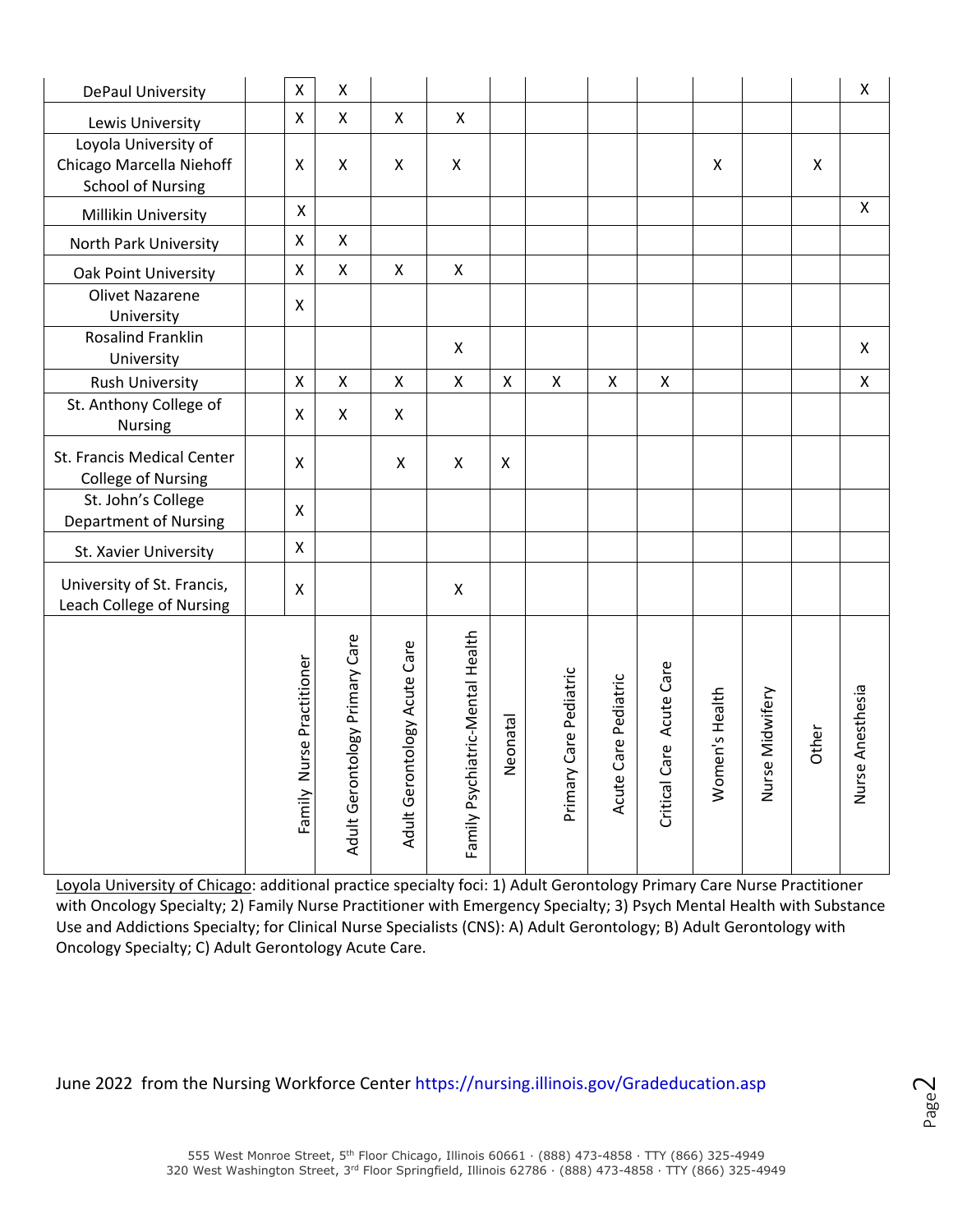| | Family Nurse Practitioner | Adult Gerontology Primary Care | Adult Gerontology Acute Care | Family Psychiatric-Mental Health | Neonatal | Primary Care Pediatric | Acute Care Pediatric | Critical Care Acute Care | Women's Health | Nurse Midwifery | Other | Nurse Anesthesia |
|---|---|---|---|---|---|---|---|---|---|---|---|---|
| DePaul University | X | X | | | | | | | | | | X |
| Lewis University | X | X | X | X | | | | | | | | |
| Loyola University of Chicago Marcella Niehoff School of Nursing | X | X | X | X | | | | | X | | X | |
| Millikin University | X | | | | | | | | | | | X |
| North Park University | X | X | | | | | | | | | | |
| Oak Point University | X | X | X | X | | | | | | | | |
| Olivet Nazarene University | X | | | | | | | | | | | |
| Rosalind Franklin University | | | | X | | | | | | | | X |
| Rush University | X | X | X | X | X | X | X | X | | | | X |
| St. Anthony College of Nursing | X | X | X | | | | | | | | | |
| St. Francis Medical Center College of Nursing | X | | X | X | X | | | | | | | |
| St. John's College Department of Nursing | X | | | | | | | | | | | |
| St. Xavier University | X | | | | | | | | | | | |
| University of St. Francis, Leach College of Nursing | X | | | X | | | | | | | | |

Loyola University of Chicago: additional practice specialty foci: 1) Adult Gerontology Primary Care Nurse Practitioner with Oncology Specialty; 2) Family Nurse Practitioner with Emergency Specialty; 3) Psych Mental Health with Substance Use and Addictions Specialty; for Clinical Nurse Specialists (CNS): A) Adult Gerontology; B) Adult Gerontology with Oncology Specialty; C) Adult Gerontology Acute Care.

June 2022 from the Nursing Workforce Center https://nursing.illinois.gov/Gradeducation.asp

555 West Monroe Street, 5th Floor Chicago, Illinois 60661 · (888) 473-4858 · TTY (866) 325-4949
320 West Washington Street, 3rd Floor Springfield, Illinois 62786 · (888) 473-4858 · TTY (866) 325-4949